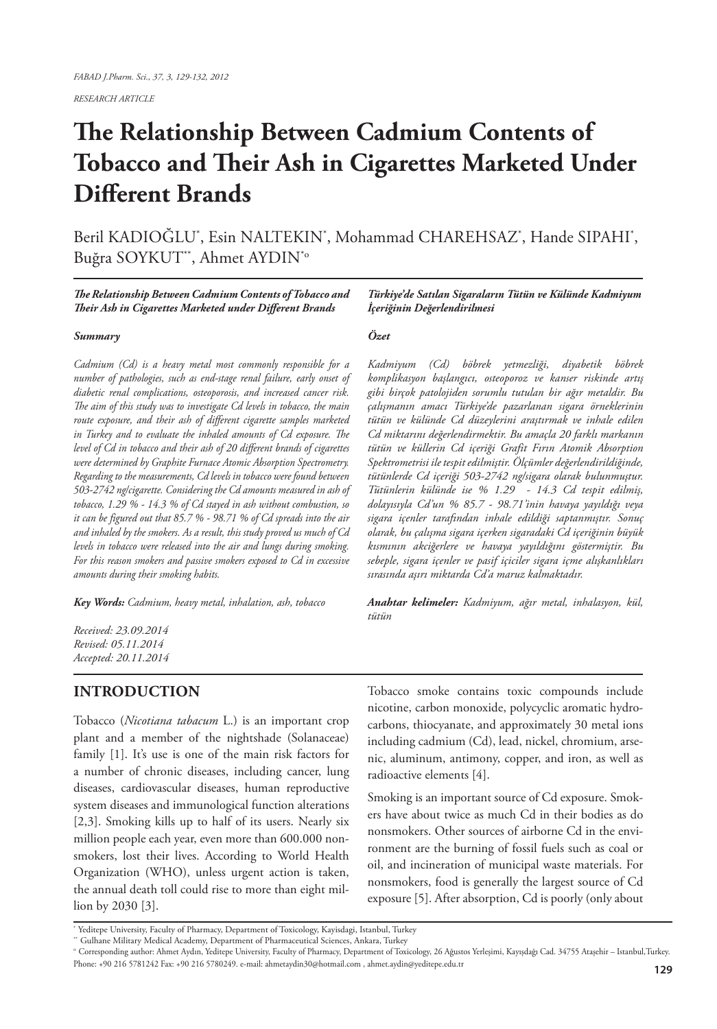*RESEARCH ARTICLE*

# The Relationship Between Cadmium Contents of Tobacco and Their Ash in Cigarettes Marketed Under Different Brands

Beril KADIOĞLU[*], Esin NALTEKIN[*], Mohammad CHAREHSAZ[*], Hande SIPAHI[*], Buğra SOYKUT[**], Ahmet AYDIN[*°]

***The Relationship Between Cadmium Contents of Tobacco and Their Ash in Cigarettes Marketed under Different Brands***

***Summary***

*Cadmium (Cd) is a heavy metal most commonly responsible for a number of pathologies, such as end-stage renal failure, early onset of diabetic renal complications, osteoporosis, and increased cancer risk. The aim of this study was to investigate Cd levels in tobacco, the main route exposure, and their ash of different cigarette samples marketed in Turkey and to evaluate the inhaled amounts of Cd exposure. The level of Cd in tobacco and their ash of 20 different brands of cigarettes were determined by Graphite Furnace Atomic Absorption Spectrometry. Regarding to the measurements, Cd levels in tobacco were found between 503-2742 ng/cigarette. Considering the Cd amounts measured in ash of tobacco, 1.29 % - 14.3 % of Cd stayed in ash without combustion, so it can be figured out that 85.7 % - 98.71 % of Cd spreads into the air and inhaled by the smokers. As a result, this study proved us much of Cd levels in tobacco were released into the air and lungs during smoking. For this reason smokers and passive smokers exposed to Cd in excessive amounts during their smoking habits.*

***Key Words:** Cadmium, heavy metal, inhalation, ash, tobacco*

*Received: 23.09.2014*
*Revised: 05.11.2014*
*Accepted: 20.11.2014*

***Türkiye'de Satılan Sigaraların Tütün ve Külünde Kadmiyum İçeriğinin Değerlendirilmesi***

***Özet***

*Kadmiyum (Cd) böbrek yetmezliği, diyabetik böbrek komplikasyon başlangıcı, osteoporoz ve kanser riskinde artış gibi birçok patolojiden sorumlu tutulan bir ağır metaldir. Bu çalışmanın amacı Türkiye'de pazarlanan sigara örneklerinin tütün ve külünde Cd düzeylerini araştırmak ve inhale edilen Cd miktarını değerlendirmektir. Bu amaçla 20 farklı markanın tütün ve küllerin Cd içeriği Grafit Fırın Atomik Absorption Spektrometrisi ile tespit edilmiştir. Ölçümler değerlendirildiğinde, tütünlerde Cd içeriği 503-2742 ng/sigara olarak bulunmuştur. Tütünlerin külünde ise % 1.29 - 14.3 Cd tespit edilmiş, dolayısıyla Cd'un % 85.7 - 98.71'inin havaya yayıldığı veya sigara içenler tarafından inhale edildiği saptanmıştır. Sonuç olarak, bu çalışma sigara içerken sigaradaki Cd içeriğinin büyük kısmının akciğerlere ve havaya yayıldığını göstermiştir. Bu sebeple, sigara içenler ve pasif içiciler sigara içme alışkanlıkları sırasında aşırı miktarda Cd'a maruz kalmaktadır.*

***Anahtar kelimeler:** Kadmiyum, ağır metal, inhalasyon, kül, tütün*

## INTRODUCTION

Tobacco (*Nicotiana tabacum* L.) is an important crop plant and a member of the nightshade (Solanaceae) family [1]. It's use is one of the main risk factors for a number of chronic diseases, including cancer, lung diseases, cardiovascular diseases, human reproductive system diseases and immunological function alterations [2,3]. Smoking kills up to half of its users. Nearly six million people each year, even more than 600.000 non-smokers, lost their lives. According to World Health Organization (WHO), unless urgent action is taken, the annual death toll could rise to more than eight million by 2030 [3].

Tobacco smoke contains toxic compounds include nicotine, carbon monoxide, polycyclic aromatic hydrocarbons, thiocyanate, and approximately 30 metal ions including cadmium (Cd), lead, nickel, chromium, arsenic, aluminum, antimony, copper, and iron, as well as radioactive elements [4].

Smoking is an important source of Cd exposure. Smokers have about twice as much Cd in their bodies as do nonsmokers. Other sources of airborne Cd in the environment are the burning of fossil fuels such as coal or oil, and incineration of municipal waste materials. For nonsmokers, food is generally the largest source of Cd exposure [5]. After absorption, Cd is poorly (only about

[*] Yeditepe University, Faculty of Pharmacy, Department of Toxicology, Kayisdagi, Istanbul, Turkey
[**] Gulhane Military Medical Academy, Department of Pharmaceutical Sciences, Ankara, Turkey
[°] Corresponding author: Ahmet Aydın, Yeditepe University, Faculty of Pharmacy, Department of Toxicology, 26 Ağustos Yerleşimi, Kayışdağı Cad. 34755 Ataşehir – Istanbul,Turkey. Phone: +90 216 5781242 Fax: +90 216 5780249. e-mail: ahmetaydin30@hotmail.com , ahmet.aydin@yeditepe.edu.tr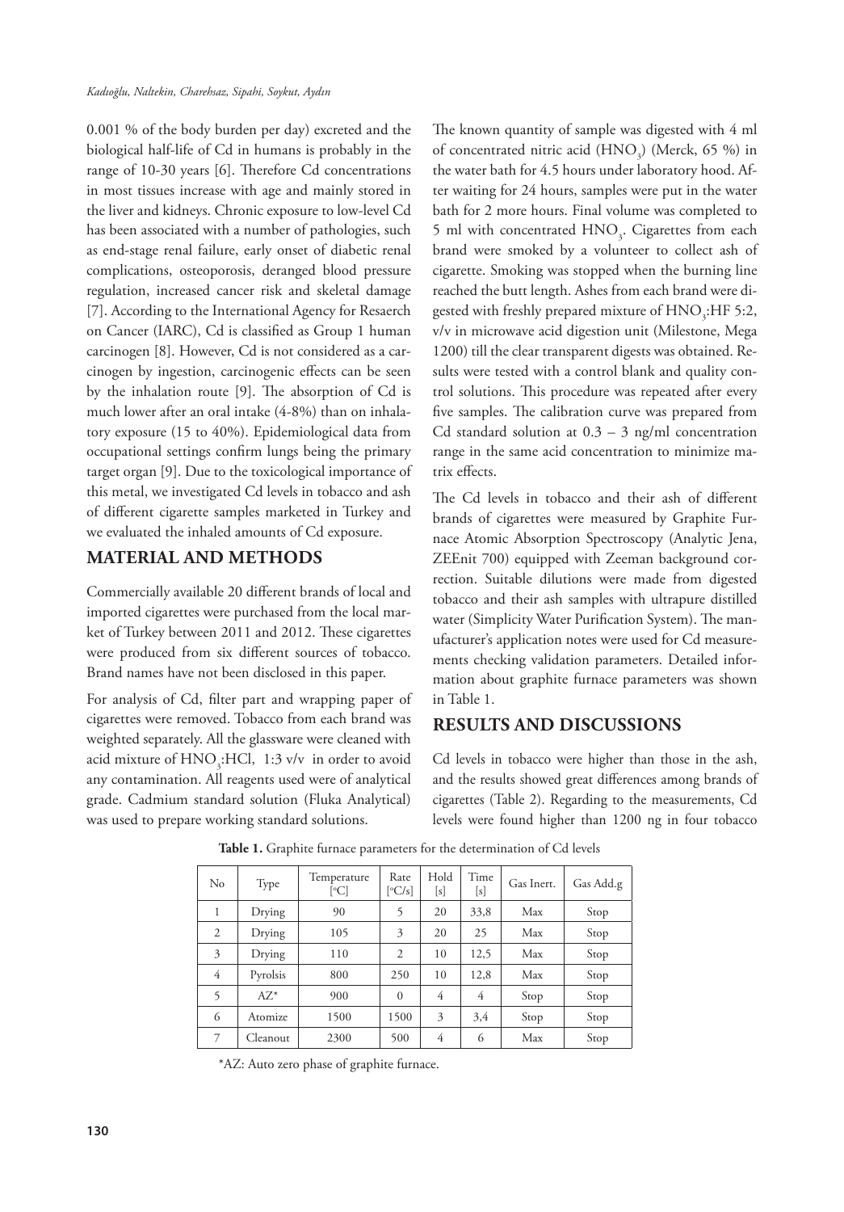0.001 % of the body burden per day) excreted and the biological half-life of Cd in humans is probably in the range of 10-30 years [6]. Therefore Cd concentrations in most tissues increase with age and mainly stored in the liver and kidneys. Chronic exposure to low-level Cd has been associated with a number of pathologies, such as end-stage renal failure, early onset of diabetic renal complications, osteoporosis, deranged blood pressure regulation, increased cancer risk and skeletal damage [7]. According to the International Agency for Resaerch on Cancer (IARC), Cd is classified as Group 1 human carcinogen [8]. However, Cd is not considered as a carcinogen by ingestion, carcinogenic effects can be seen by the inhalation route [9]. The absorption of Cd is much lower after an oral intake (4-8%) than on inhalatory exposure (15 to 40%). Epidemiological data from occupational settings confirm lungs being the primary target organ [9]. Due to the toxicological importance of this metal, we investigated Cd levels in tobacco and ash of different cigarette samples marketed in Turkey and we evaluated the inhaled amounts of Cd exposure.

## MATERIAL AND METHODS

Commercially available 20 different brands of local and imported cigarettes were purchased from the local market of Turkey between 2011 and 2012. These cigarettes were produced from six different sources of tobacco. Brand names have not been disclosed in this paper.

For analysis of Cd, filter part and wrapping paper of cigarettes were removed. Tobacco from each brand was weighted separately. All the glassware were cleaned with acid mixture of $HNO_3$:HCl, 1:3 v/v in order to avoid any contamination. All reagents used were of analytical grade. Cadmium standard solution (Fluka Analytical) was used to prepare working standard solutions.

The known quantity of sample was digested with 4 ml of concentrated nitric acid ($HNO_3$) (Merck, 65 %) in the water bath for 4.5 hours under laboratory hood. After waiting for 24 hours, samples were put in the water bath for 2 more hours. Final volume was completed to 5 ml with concentrated $HNO_3$. Cigarettes from each brand were smoked by a volunteer to collect ash of cigarette. Smoking was stopped when the burning line reached the butt length. Ashes from each brand were digested with freshly prepared mixture of $HNO_3$:HF 5:2, v/v in microwave acid digestion unit (Milestone, Mega 1200) till the clear transparent digests was obtained. Results were tested with a control blank and quality control solutions. This procedure was repeated after every five samples. The calibration curve was prepared from Cd standard solution at 0.3 – 3 ng/ml concentration range in the same acid concentration to minimize matrix effects.

The Cd levels in tobacco and their ash of different brands of cigarettes were measured by Graphite Furnace Atomic Absorption Spectroscopy (Analytic Jena, ZEEnit 700) equipped with Zeeman background correction. Suitable dilutions were made from digested tobacco and their ash samples with ultrapure distilled water (Simplicity Water Purification System). The manufacturer's application notes were used for Cd measurements checking validation parameters. Detailed information about graphite furnace parameters was shown in Table 1.

## RESULTS AND DISCUSSIONS

Cd levels in tobacco were higher than those in the ash, and the results showed great differences among brands of cigarettes (Table 2). Regarding to the measurements, Cd levels were found higher than 1200 ng in four tobacco

**Table 1.** Graphite furnace parameters for the determination of Cd levels

| No | Type | Temperature [°C] | Rate [°C/s] | Hold [s] | Time [s] | Gas Inert. | Gas Add.g |
|---|---|---|---|---|---|---|---|
| 1 | Drying | 90 | 5 | 20 | 33,8 | Max | Stop |
| 2 | Drying | 105 | 3 | 20 | 25 | Max | Stop |
| 3 | Drying | 110 | 2 | 10 | 12,5 | Max | Stop |
| 4 | Pyrolsis | 800 | 250 | 10 | 12,8 | Max | Stop |
| 5 | AZ* | 900 | 0 | 4 | 4 | Stop | Stop |
| 6 | Atomize | 1500 | 1500 | 3 | 3,4 | Stop | Stop |
| 7 | Cleanout | 2300 | 500 | 4 | 6 | Max | Stop |

*AZ: Auto zero phase of graphite furnace.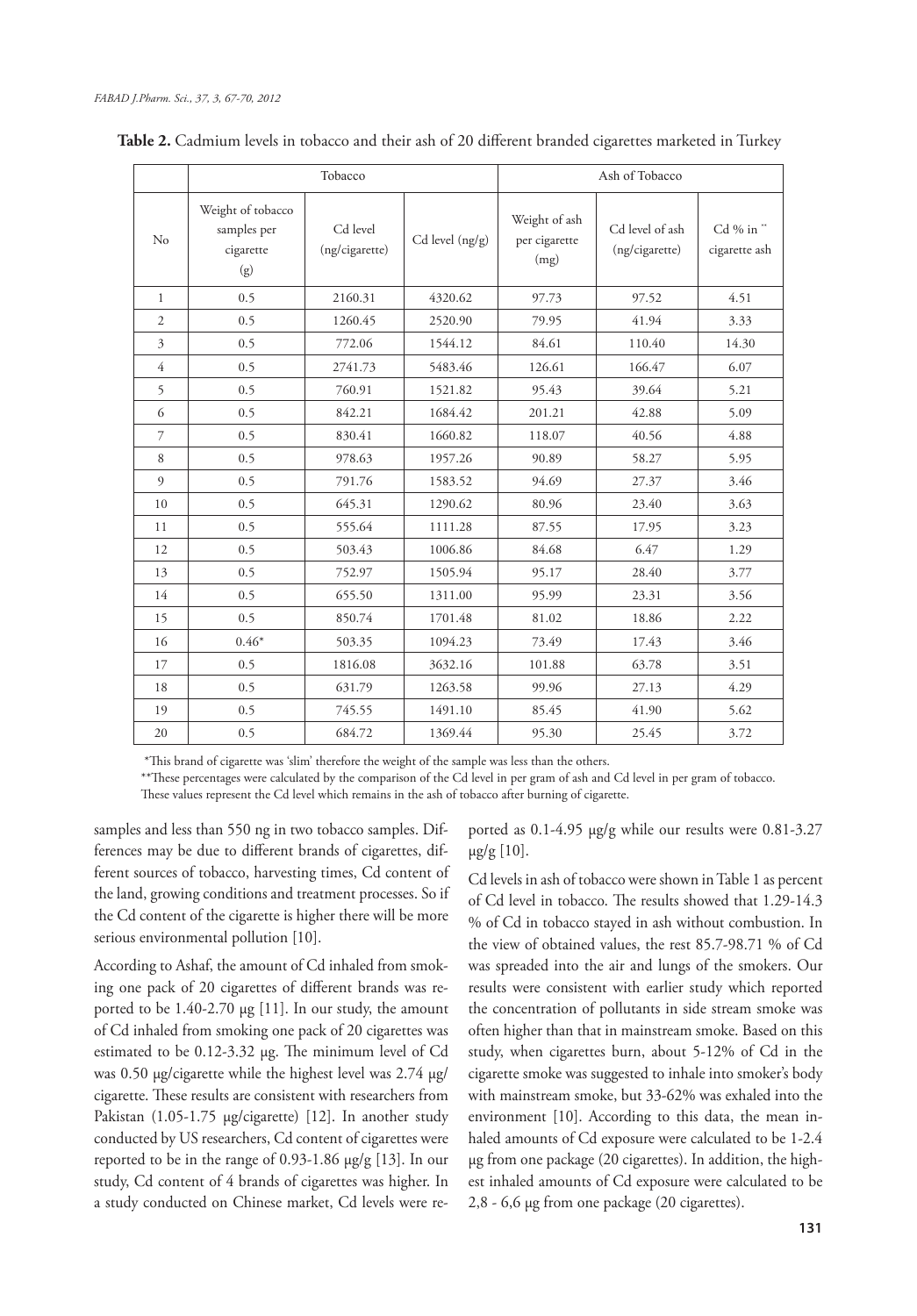**Table 2.** Cadmium levels in tobacco and their ash of 20 different branded cigarettes marketed in Turkey

| No | Tobacco | | | Ash of Tobacco | | |
|---|---|---|---|---|---|---|
| | Weight of tobacco samples per cigarette (g) | Cd level (ng/cigarette) | Cd level (ng/g) | Weight of ash per cigarette (mg) | Cd level of ash (ng/cigarette) | Cd % in ** cigarette ash |
| 1 | 0.5 | 2160.31 | 4320.62 | 97.73 | 97.52 | 4.51 |
| 2 | 0.5 | 1260.45 | 2520.90 | 79.95 | 41.94 | 3.33 |
| 3 | 0.5 | 772.06 | 1544.12 | 84.61 | 110.40 | 14.30 |
| 4 | 0.5 | 2741.73 | 5483.46 | 126.61 | 166.47 | 6.07 |
| 5 | 0.5 | 760.91 | 1521.82 | 95.43 | 39.64 | 5.21 |
| 6 | 0.5 | 842.21 | 1684.42 | 201.21 | 42.88 | 5.09 |
| 7 | 0.5 | 830.41 | 1660.82 | 118.07 | 40.56 | 4.88 |
| 8 | 0.5 | 978.63 | 1957.26 | 90.89 | 58.27 | 5.95 |
| 9 | 0.5 | 791.76 | 1583.52 | 94.69 | 27.37 | 3.46 |
| 10 | 0.5 | 645.31 | 1290.62 | 80.96 | 23.40 | 3.63 |
| 11 | 0.5 | 555.64 | 1111.28 | 87.55 | 17.95 | 3.23 |
| 12 | 0.5 | 503.43 | 1006.86 | 84.68 | 6.47 | 1.29 |
| 13 | 0.5 | 752.97 | 1505.94 | 95.17 | 28.40 | 3.77 |
| 14 | 0.5 | 655.50 | 1311.00 | 95.99 | 23.31 | 3.56 |
| 15 | 0.5 | 850.74 | 1701.48 | 81.02 | 18.86 | 2.22 |
| 16 | 0.46* | 503.35 | 1094.23 | 73.49 | 17.43 | 3.46 |
| 17 | 0.5 | 1816.08 | 3632.16 | 101.88 | 63.78 | 3.51 |
| 18 | 0.5 | 631.79 | 1263.58 | 99.96 | 27.13 | 4.29 |
| 19 | 0.5 | 745.55 | 1491.10 | 85.45 | 41.90 | 5.62 |
| 20 | 0.5 | 684.72 | 1369.44 | 95.30 | 25.45 | 3.72 |

*This brand of cigarette was 'slim' therefore the weight of the sample was less than the others.

**These percentages were calculated by the comparison of the Cd level in per gram of ash and Cd level in per gram of tobacco. These values represent the Cd level which remains in the ash of tobacco after burning of cigarette.

samples and less than 550 ng in two tobacco samples. Differences may be due to different brands of cigarettes, different sources of tobacco, harvesting times, Cd content of the land, growing conditions and treatment processes. So if the Cd content of the cigarette is higher there will be more serious environmental pollution [10].

According to Ashaf, the amount of Cd inhaled from smoking one pack of 20 cigarettes of different brands was reported to be 1.40-2.70 μg [11]. In our study, the amount of Cd inhaled from smoking one pack of 20 cigarettes was estimated to be 0.12-3.32 μg. The minimum level of Cd was 0.50 μg/cigarette while the highest level was 2.74 μg/cigarette. These results are consistent with researchers from Pakistan (1.05-1.75 μg/cigarette) [12]. In another study conducted by US researchers, Cd content of cigarettes were reported to be in the range of 0.93-1.86 μg/g [13]. In our study, Cd content of 4 brands of cigarettes was higher. In a study conducted on Chinese market, Cd levels were reported as 0.1-4.95 μg/g while our results were 0.81-3.27 μg/g [10].

Cd levels in ash of tobacco were shown in Table 1 as percent of Cd level in tobacco. The results showed that 1.29-14.3 % of Cd in tobacco stayed in ash without combustion. In the view of obtained values, the rest 85.7-98.71 % of Cd was spreaded into the air and lungs of the smokers. Our results were consistent with earlier study which reported the concentration of pollutants in side stream smoke was often higher than that in mainstream smoke. Based on this study, when cigarettes burn, about 5-12% of Cd in the cigarette smoke was suggested to inhale into smoker's body with mainstream smoke, but 33-62% was exhaled into the environment [10]. According to this data, the mean inhaled amounts of Cd exposure were calculated to be 1-2.4 μg from one package (20 cigarettes). In addition, the highest inhaled amounts of Cd exposure were calculated to be 2,8 - 6,6 μg from one package (20 cigarettes).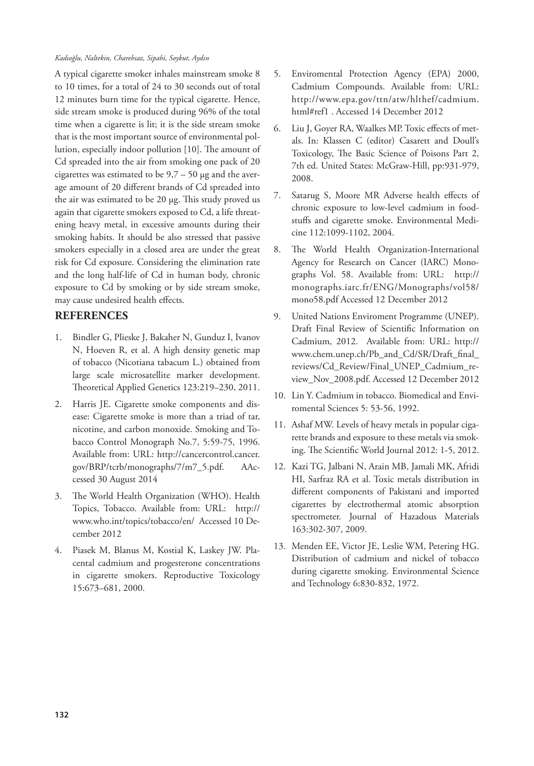A typical cigarette smoker inhales mainstream smoke 8 to 10 times, for a total of 24 to 30 seconds out of total 12 minutes burn time for the typical cigarette. Hence, side stream smoke is produced during 96% of the total time when a cigarette is lit; it is the side stream smoke that is the most important source of environmental pollution, especially indoor pollution [10]. The amount of Cd spreaded into the air from smoking one pack of 20 cigarettes was estimated to be 9,7 – 50 µg and the average amount of 20 different brands of Cd spreaded into the air was estimated to be 20 µg. This study proved us again that cigarette smokers exposed to Cd, a life threatening heavy metal, in excessive amounts during their smoking habits. It should be also stressed that passive smokers especially in a closed area are under the great risk for Cd exposure. Considering the elimination rate and the long half-life of Cd in human body, chronic exposure to Cd by smoking or by side stream smoke, may cause undesired health effects.

## REFERENCES

1. Bindler G, Plieske J, Bakaher N, Gunduz I, Ivanov N, Hoeven R, et al. A high density genetic map of tobacco (Nicotiana tabacum L.) obtained from large scale microsatellite marker development. Theoretical Applied Genetics 123:219–230, 2011.
2. Harris JE. Cigarette smoke components and disease: Cigarette smoke is more than a triad of tar, nicotine, and carbon monoxide. Smoking and Tobacco Control Monograph No.7, 5:59-75, 1996. Available from: URL: http://cancercontrol.cancer.gov/BRP/tcrb/monographs/7/m7_5.pdf. AAccessed 30 August 2014
3. The World Health Organization (WHO). Health Topics, Tobacco. Available from: URL: http://www.who.int/topics/tobacco/en/ Accessed 10 December 2012
4. Piasek M, Blanus M, Kostial K, Laskey JW. Placental cadmium and progesterone concentrations in cigarette smokers. Reproductive Toxicology 15:673–681, 2000.
5. Enviromental Protection Agency (EPA) 2000, Cadmium Compounds. Available from: URL: http://www.epa.gov/ttn/atw/hlthef/cadmium.html#ref1 . Accessed 14 December 2012
6. Liu J, Goyer RA, Waalkes MP. Toxic effects of metals. In: Klassen C (editor) Casarett and Doull's Toxicology, The Basic Science of Poisons Part 2, 7th ed. United States: McGraw-Hill, pp:931-979, 2008.
7. Satarug S, Moore MR Adverse health effects of chronic exposure to low-level cadmium in foodstuffs and cigarette smoke. Environmental Medicine 112:1099-1102, 2004.
8. The World Health Organization-International Agency for Research on Cancer (IARC) Monographs Vol. 58. Available from: URL: http://monographs.iarc.fr/ENG/Monographs/vol58/mono58.pdf Accessed 12 December 2012
9. United Nations Enviroment Programme (UNEP). Draft Final Review of Scientific Information on Cadmium, 2012. Available from: URL: http://www.chem.unep.ch/Pb_and_Cd/SR/Draft_final_reviews/Cd_Review/Final_UNEP_Cadmium_review_Nov_2008.pdf. Accessed 12 December 2012
10. Lin Y. Cadmium in tobacco. Biomedical and Enviromental Sciences 5: 53-56, 1992.
11. Ashaf MW. Levels of heavy metals in popular cigarette brands and exposure to these metals via smoking. The Scientific World Journal 2012: 1-5, 2012.
12. Kazi TG, Jalbani N, Arain MB, Jamali MK, Afridi HI, Sarfraz RA et al. Toxic metals distribution in different components of Pakistani and imported cigarettes by electrothermal atomic absorption spectrometer. Journal of Hazadous Materials 163:302-307, 2009.
13. Menden EE, Victor JE, Leslie WM, Petering HG. Distribution of cadmium and nickel of tobacco during cigarette smoking. Environmental Science and Technology 6:830-832, 1972.